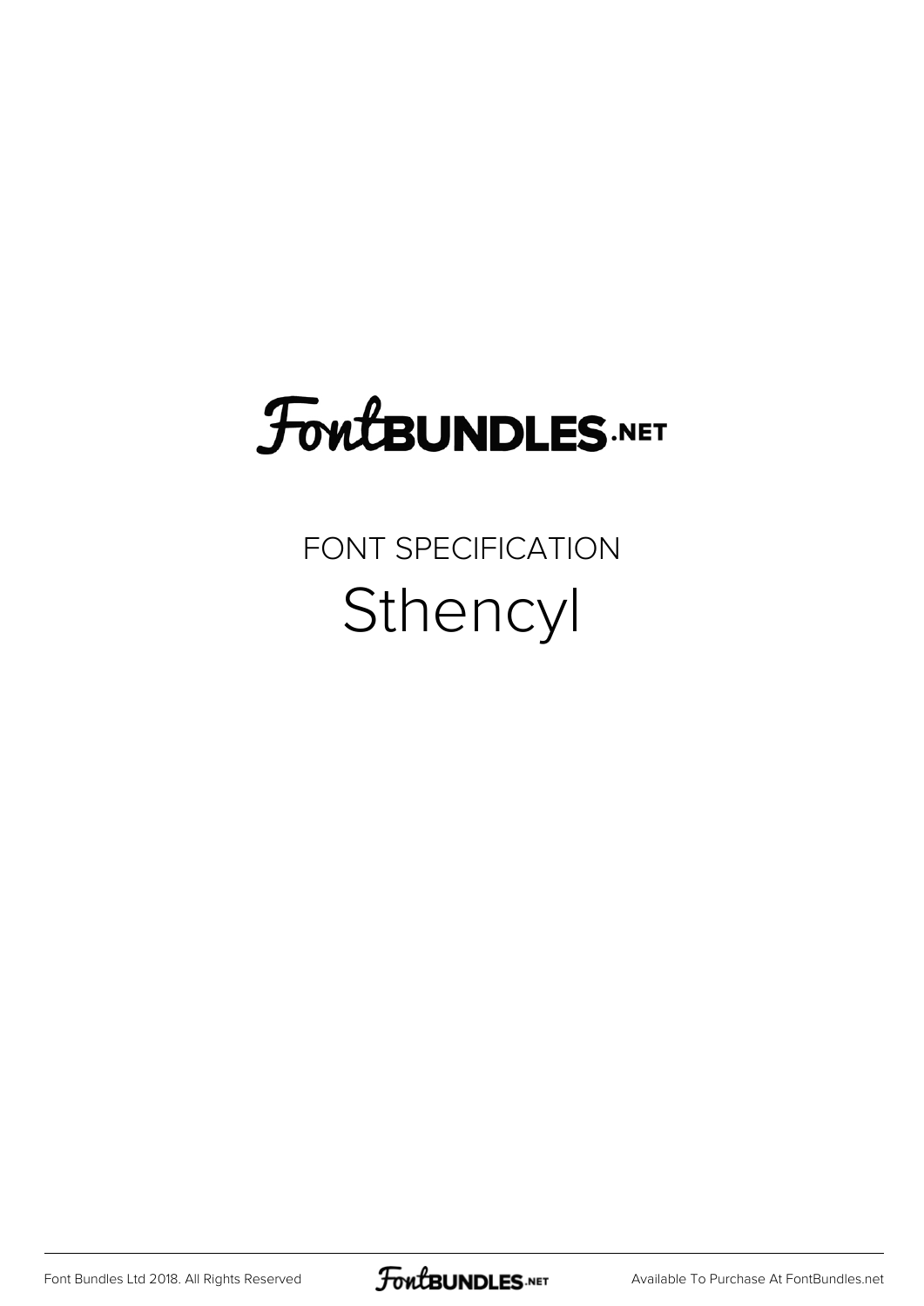# FontBUNDLES.NET

FONT SPECIFICATION

## Sthencyl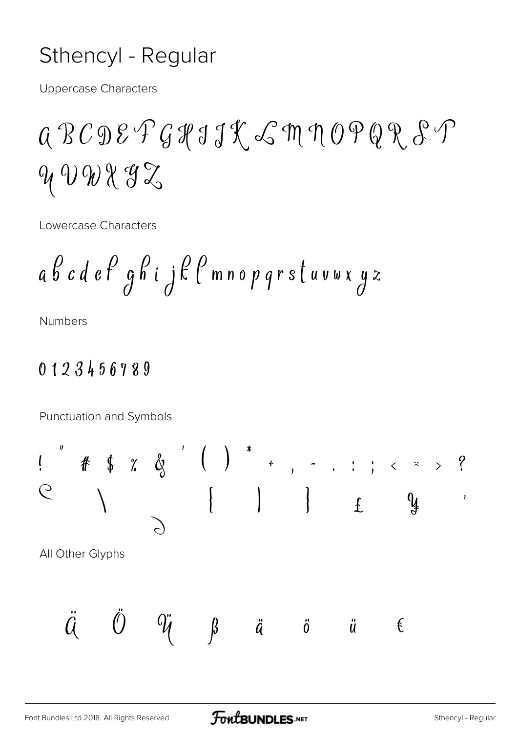# Sthencyl - Regular

Uppercase Characters

A B C D E F G H I J K L M N O P Q R S T U V W X Y Z

Lowercase Characters

a b c d e f g h i j k l m n o p q r s t u v w x y z

Numbers

0 1 2 3 4 5 6 7 8 9

Punctuation and Symbols

! " # $ % & ' ( ) * + , - . : ; < = > ? @ \ ^ { | } £ ¥ '

All Other Glyphs

Ä Ö Ü ß ä ö ü €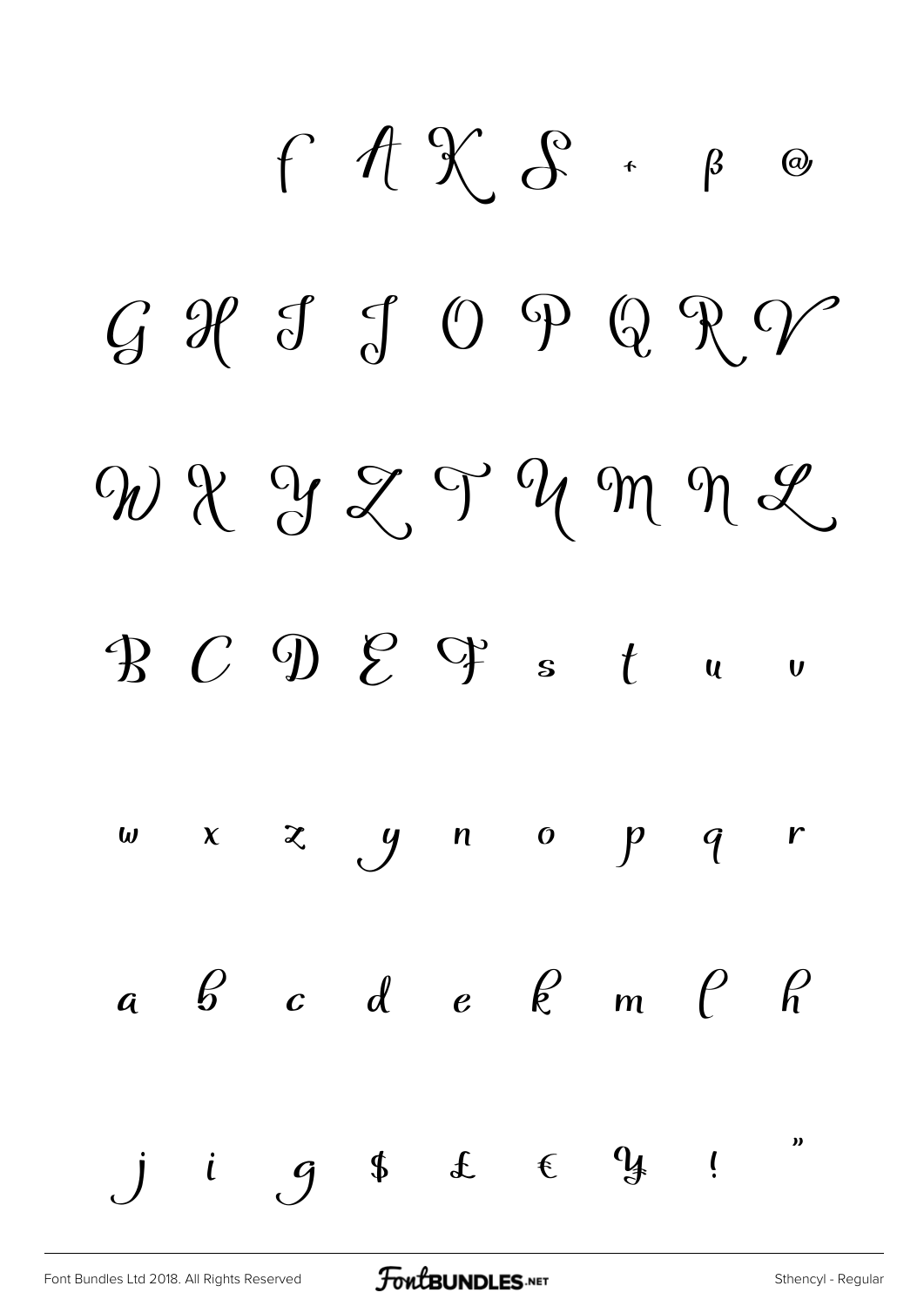f A K S + β @

G H I J O P Q R V

W X Y Z T U M N L

B C D E F s t u v

w x z y n o p q r

a b c d e k m l h

j i g $ £ € ¥ ! "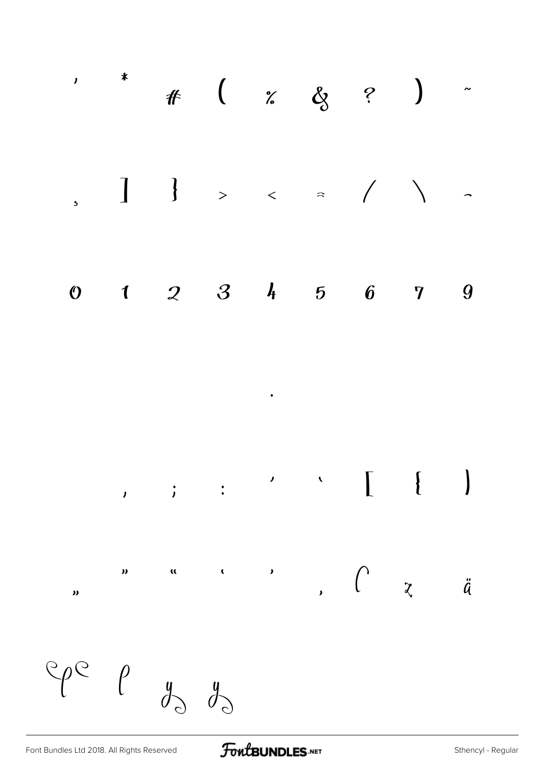' * # ( % & ? ) ~

¸ ] } > < = / \ ¬

0 1 2 3 4 5 6 7 9

·

, ; : ′ ‵ [ { )

„ ” “ ‘ ’ ‚ ( z ä